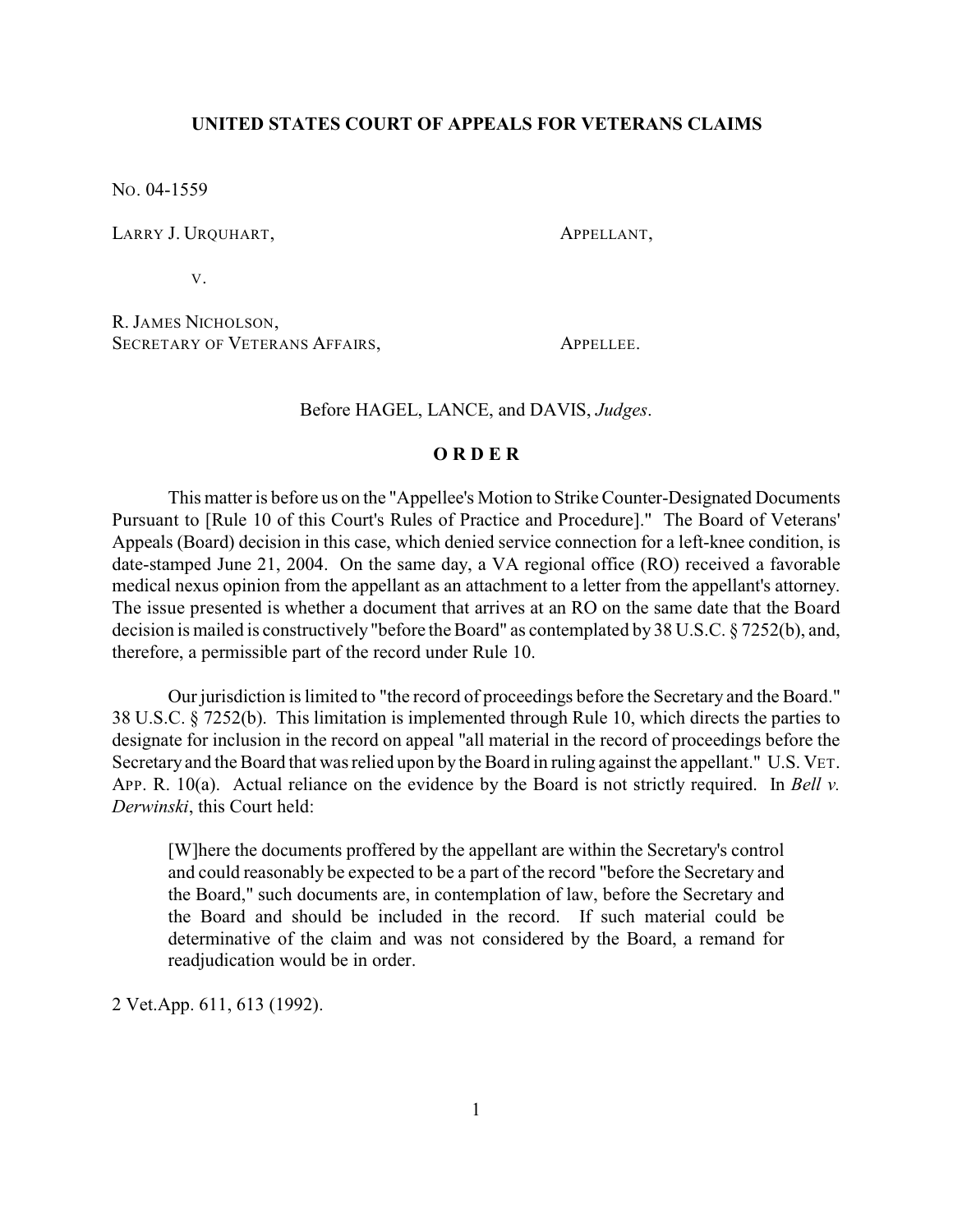# UNITED STATES COURT OF APPEALS FOR VETERANS CLAIMS

NO. 04-1559

LARRY J. URQUHART, APPELLANT,

V.

R. JAMES NICHOLSON,
SECRETARY OF VETERANS AFFAIRS, APPELLEE.

Before HAGEL, LANCE, and DAVIS, *Judges*.

## O R D E R

This matter is before us on the "Appellee's Motion to Strike Counter-Designated Documents Pursuant to [Rule 10 of this Court's Rules of Practice and Procedure]." The Board of Veterans' Appeals (Board) decision in this case, which denied service connection for a left-knee condition, is date-stamped June 21, 2004. On the same day, a VA regional office (RO) received a favorable medical nexus opinion from the appellant as an attachment to a letter from the appellant's attorney. The issue presented is whether a document that arrives at an RO on the same date that the Board decision is mailed is constructively "before the Board" as contemplated by 38 U.S.C. § 7252(b), and, therefore, a permissible part of the record under Rule 10.

Our jurisdiction is limited to "the record of proceedings before the Secretary and the Board." 38 U.S.C. § 7252(b). This limitation is implemented through Rule 10, which directs the parties to designate for inclusion in the record on appeal "all material in the record of proceedings before the Secretary and the Board that was relied upon by the Board in ruling against the appellant." U.S. VET. APP. R. 10(a). Actual reliance on the evidence by the Board is not strictly required. In *Bell v. Derwinski*, this Court held:

> [W]here the documents proffered by the appellant are within the Secretary's control and could reasonably be expected to be a part of the record "before the Secretary and the Board," such documents are, in contemplation of law, before the Secretary and the Board and should be included in the record. If such material could be determinative of the claim and was not considered by the Board, a remand for readjudication would be in order.

2 Vet.App. 611, 613 (1992).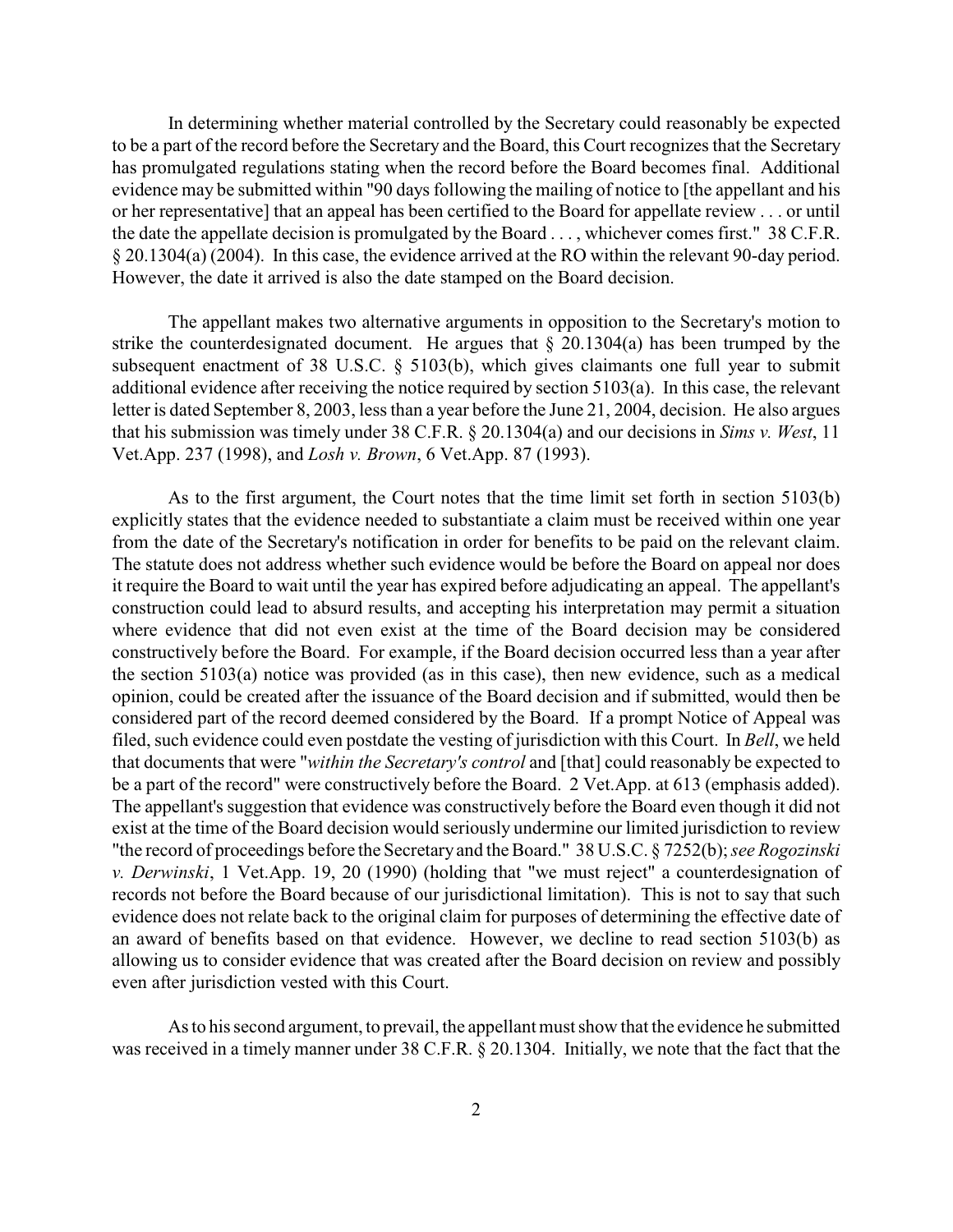In determining whether material controlled by the Secretary could reasonably be expected to be a part of the record before the Secretary and the Board, this Court recognizes that the Secretary has promulgated regulations stating when the record before the Board becomes final. Additional evidence may be submitted within "90 days following the mailing of notice to [the appellant and his or her representative] that an appeal has been certified to the Board for appellate review . . . or until the date the appellate decision is promulgated by the Board . . . , whichever comes first." 38 C.F.R. § 20.1304(a) (2004). In this case, the evidence arrived at the RO within the relevant 90-day period. However, the date it arrived is also the date stamped on the Board decision.

The appellant makes two alternative arguments in opposition to the Secretary's motion to strike the counterdesignated document. He argues that § 20.1304(a) has been trumped by the subsequent enactment of 38 U.S.C. § 5103(b), which gives claimants one full year to submit additional evidence after receiving the notice required by section 5103(a). In this case, the relevant letter is dated September 8, 2003, less than a year before the June 21, 2004, decision. He also argues that his submission was timely under 38 C.F.R. § 20.1304(a) and our decisions in *Sims v. West*, 11 Vet.App. 237 (1998), and *Losh v. Brown*, 6 Vet.App. 87 (1993).

As to the first argument, the Court notes that the time limit set forth in section 5103(b) explicitly states that the evidence needed to substantiate a claim must be received within one year from the date of the Secretary's notification in order for benefits to be paid on the relevant claim. The statute does not address whether such evidence would be before the Board on appeal nor does it require the Board to wait until the year has expired before adjudicating an appeal. The appellant's construction could lead to absurd results, and accepting his interpretation may permit a situation where evidence that did not even exist at the time of the Board decision may be considered constructively before the Board. For example, if the Board decision occurred less than a year after the section 5103(a) notice was provided (as in this case), then new evidence, such as a medical opinion, could be created after the issuance of the Board decision and if submitted, would then be considered part of the record deemed considered by the Board. If a prompt Notice of Appeal was filed, such evidence could even postdate the vesting of jurisdiction with this Court. In *Bell*, we held that documents that were "*within the Secretary's control* and [that] could reasonably be expected to be a part of the record" were constructively before the Board. 2 Vet.App. at 613 (emphasis added). The appellant's suggestion that evidence was constructively before the Board even though it did not exist at the time of the Board decision would seriously undermine our limited jurisdiction to review "the record of proceedings before the Secretary and the Board." 38 U.S.C. § 7252(b); *see Rogozinski v. Derwinski*, 1 Vet.App. 19, 20 (1990) (holding that "we must reject" a counterdesignation of records not before the Board because of our jurisdictional limitation). This is not to say that such evidence does not relate back to the original claim for purposes of determining the effective date of an award of benefits based on that evidence. However, we decline to read section 5103(b) as allowing us to consider evidence that was created after the Board decision on review and possibly even after jurisdiction vested with this Court.

As to his second argument, to prevail, the appellant must show that the evidence he submitted was received in a timely manner under 38 C.F.R. § 20.1304. Initially, we note that the fact that the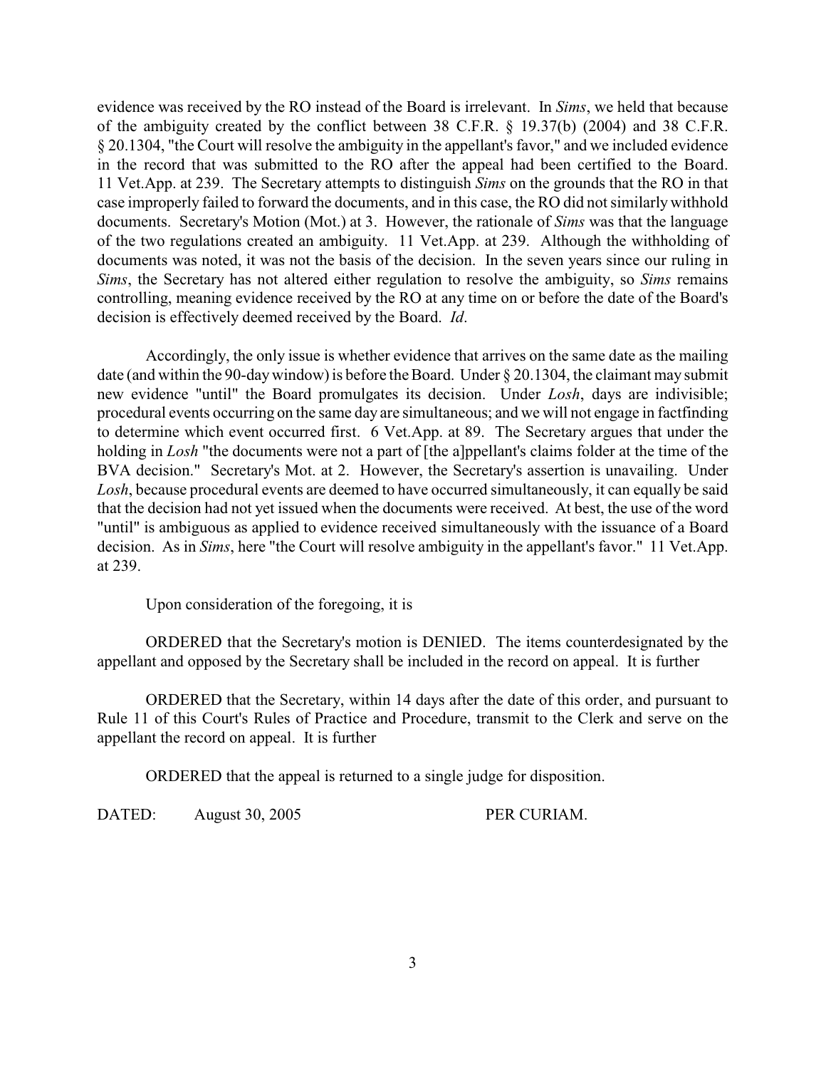evidence was received by the RO instead of the Board is irrelevant. In *Sims*, we held that because of the ambiguity created by the conflict between 38 C.F.R. § 19.37(b) (2004) and 38 C.F.R. § 20.1304, "the Court will resolve the ambiguity in the appellant's favor," and we included evidence in the record that was submitted to the RO after the appeal had been certified to the Board. 11 Vet.App. at 239. The Secretary attempts to distinguish *Sims* on the grounds that the RO in that case improperly failed to forward the documents, and in this case, the RO did not similarly withhold documents. Secretary's Motion (Mot.) at 3. However, the rationale of *Sims* was that the language of the two regulations created an ambiguity. 11 Vet.App. at 239. Although the withholding of documents was noted, it was not the basis of the decision. In the seven years since our ruling in *Sims*, the Secretary has not altered either regulation to resolve the ambiguity, so *Sims* remains controlling, meaning evidence received by the RO at any time on or before the date of the Board's decision is effectively deemed received by the Board. *Id*.

Accordingly, the only issue is whether evidence that arrives on the same date as the mailing date (and within the 90-day window) is before the Board. Under § 20.1304, the claimant may submit new evidence "until" the Board promulgates its decision. Under *Losh*, days are indivisible; procedural events occurring on the same day are simultaneous; and we will not engage in factfinding to determine which event occurred first. 6 Vet.App. at 89. The Secretary argues that under the holding in *Losh* "the documents were not a part of [the a]ppellant's claims folder at the time of the BVA decision." Secretary's Mot. at 2. However, the Secretary's assertion is unavailing. Under *Losh*, because procedural events are deemed to have occurred simultaneously, it can equally be said that the decision had not yet issued when the documents were received. At best, the use of the word "until" is ambiguous as applied to evidence received simultaneously with the issuance of a Board decision. As in *Sims*, here "the Court will resolve ambiguity in the appellant's favor." 11 Vet.App. at 239.

Upon consideration of the foregoing, it is

ORDERED that the Secretary's motion is DENIED. The items counterdesignated by the appellant and opposed by the Secretary shall be included in the record on appeal. It is further

ORDERED that the Secretary, within 14 days after the date of this order, and pursuant to Rule 11 of this Court's Rules of Practice and Procedure, transmit to the Clerk and serve on the appellant the record on appeal. It is further

ORDERED that the appeal is returned to a single judge for disposition.

DATED: August 30, 2005 PER CURIAM.